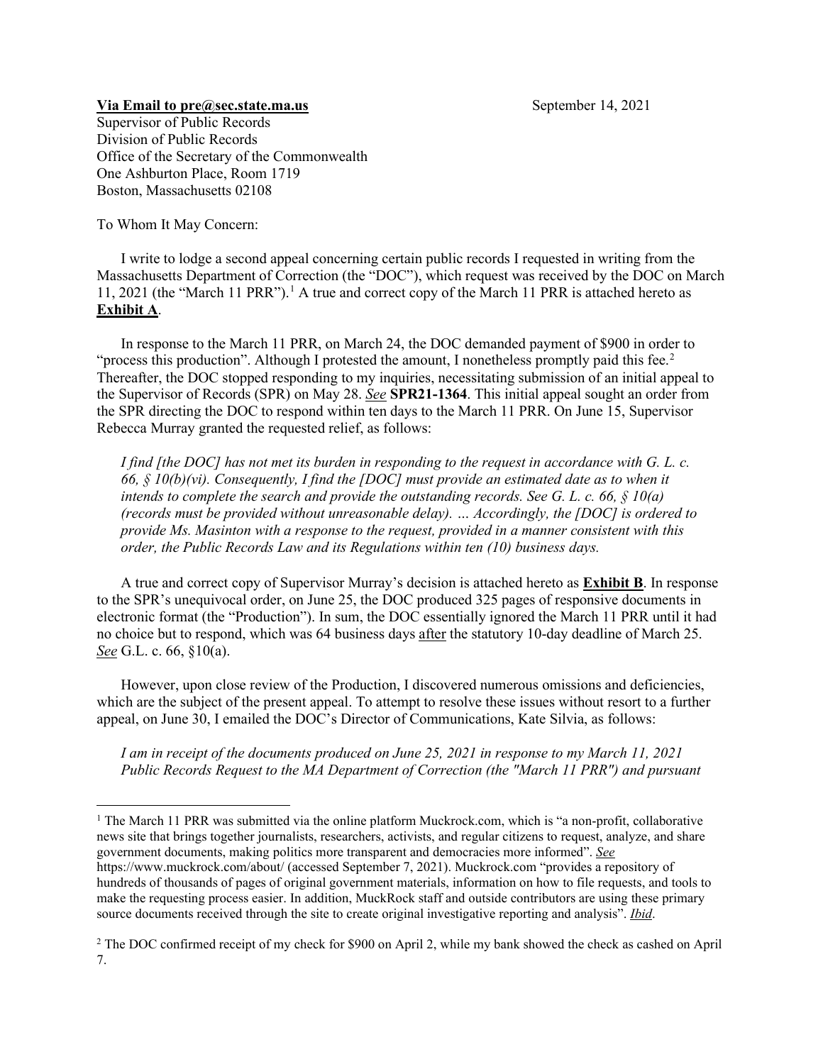**<u>Via Email to pre@sec.state.ma.us</u>** September 14, 2021

Supervisor of Public Records
Division of Public Records
Office of the Secretary of the Commonwealth
One Ashburton Place, Room 1719
Boston, Massachusetts 02108

To Whom It May Concern:

I write to lodge a second appeal concerning certain public records I requested in writing from the Massachusetts Department of Correction (the "DOC"), which request was received by the DOC on March 11, 2021 (the "March 11 PRR").[1] A true and correct copy of the March 11 PRR is attached hereto as **<u>Exhibit A</u>**.

In response to the March 11 PRR, on March 24, the DOC demanded payment of $900 in order to "process this production". Although I protested the amount, I nonetheless promptly paid this fee.[2] Thereafter, the DOC stopped responding to my inquiries, necessitating submission of an initial appeal to the Supervisor of Records (SPR) on May 28. *<u>See</u>* **SPR21-1364**. This initial appeal sought an order from the SPR directing the DOC to respond within ten days to the March 11 PRR. On June 15, Supervisor Rebecca Murray granted the requested relief, as follows:

*I find [the DOC] has not met its burden in responding to the request in accordance with G. L. c. 66, § 10(b)(vi). Consequently, I find the [DOC] must provide an estimated date as to when it intends to complete the search and provide the outstanding records. See G. L. c. 66, § 10(a) (records must be provided without unreasonable delay). … Accordingly, the [DOC] is ordered to provide Ms. Masinton with a response to the request, provided in a manner consistent with this order, the Public Records Law and its Regulations within ten (10) business days.*

A true and correct copy of Supervisor Murray's decision is attached hereto as **<u>Exhibit B</u>**. In response to the SPR's unequivocal order, on June 25, the DOC produced 325 pages of responsive documents in electronic format (the "Production"). In sum, the DOC essentially ignored the March 11 PRR until it had no choice but to respond, which was 64 business days <u>after</u> the statutory 10-day deadline of March 25. *<u>See</u>* G.L. c. 66, §10(a).

However, upon close review of the Production, I discovered numerous omissions and deficiencies, which are the subject of the present appeal. To attempt to resolve these issues without resort to a further appeal, on June 30, I emailed the DOC's Director of Communications, Kate Silvia, as follows:

*I am in receipt of the documents produced on June 25, 2021 in response to my March 11, 2021 Public Records Request to the MA Department of Correction (the "March 11 PRR") and pursuant*

---

[1] The March 11 PRR was submitted via the online platform Muckrock.com, which is "a non-profit, collaborative news site that brings together journalists, researchers, activists, and regular citizens to request, analyze, and share government documents, making politics more transparent and democracies more informed". *<u>See</u>* https://www.muckrock.com/about/ (accessed September 7, 2021). Muckrock.com "provides a repository of hundreds of thousands of pages of original government materials, information on how to file requests, and tools to make the requesting process easier. In addition, MuckRock staff and outside contributors are using these primary source documents received through the site to create original investigative reporting and analysis". *<u>Ibid</u>*.

[2] The DOC confirmed receipt of my check for $900 on April 2, while my bank showed the check as cashed on April 7.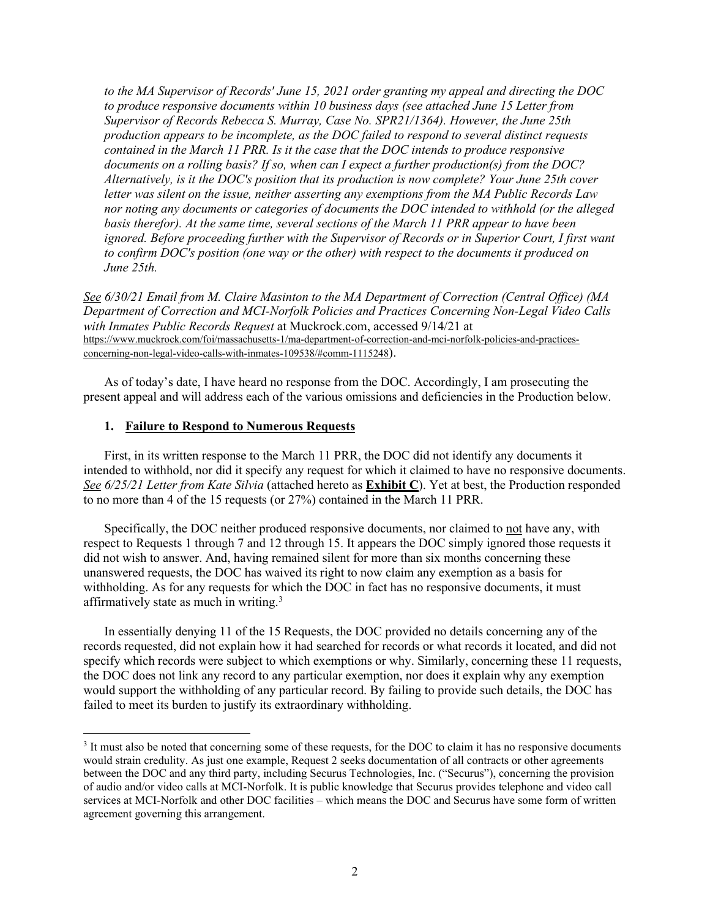*to the MA Supervisor of Records' June 15, 2021 order granting my appeal and directing the DOC to produce responsive documents within 10 business days (see attached June 15 Letter from Supervisor of Records Rebecca S. Murray, Case No. SPR21/1364). However, the June 25th production appears to be incomplete, as the DOC failed to respond to several distinct requests contained in the March 11 PRR. Is it the case that the DOC intends to produce responsive documents on a rolling basis? If so, when can I expect a further production(s) from the DOC? Alternatively, is it the DOC's position that its production is now complete? Your June 25th cover letter was silent on the issue, neither asserting any exemptions from the MA Public Records Law nor noting any documents or categories of documents the DOC intended to withhold (or the alleged basis therefor). At the same time, several sections of the March 11 PRR appear to have been ignored. Before proceeding further with the Supervisor of Records or in Superior Court, I first want to confirm DOC's position (one way or the other) with respect to the documents it produced on June 25th.*

*See 6/30/21 Email from M. Claire Masinton to the MA Department of Correction (Central Office) (MA Department of Correction and MCI-Norfolk Policies and Practices Concerning Non-Legal Video Calls with Inmates Public Records Request* at Muckrock.com, accessed 9/14/21 at https://www.muckrock.com/foi/massachusetts-1/ma-department-of-correction-and-mci-norfolk-policies-and-practices-concerning-non-legal-video-calls-with-inmates-109538/#comm-1115248).

As of today's date, I have heard no response from the DOC. Accordingly, I am prosecuting the present appeal and will address each of the various omissions and deficiencies in the Production below.

## 1. Failure to Respond to Numerous Requests

First, in its written response to the March 11 PRR, the DOC did not identify any documents it intended to withhold, nor did it specify any request for which it claimed to have no responsive documents. *See 6/25/21 Letter from Kate Silvia* (attached hereto as **Exhibit C**). Yet at best, the Production responded to no more than 4 of the 15 requests (or 27%) contained in the March 11 PRR.

Specifically, the DOC neither produced responsive documents, nor claimed to not have any, with respect to Requests 1 through 7 and 12 through 15. It appears the DOC simply ignored those requests it did not wish to answer. And, having remained silent for more than six months concerning these unanswered requests, the DOC has waived its right to now claim any exemption as a basis for withholding. As for any requests for which the DOC in fact has no responsive documents, it must affirmatively state as much in writing.[3]

In essentially denying 11 of the 15 Requests, the DOC provided no details concerning any of the records requested, did not explain how it had searched for records or what records it located, and did not specify which records were subject to which exemptions or why. Similarly, concerning these 11 requests, the DOC does not link any record to any particular exemption, nor does it explain why any exemption would support the withholding of any particular record. By failing to provide such details, the DOC has failed to meet its burden to justify its extraordinary withholding.

[3] It must also be noted that concerning some of these requests, for the DOC to claim it has no responsive documents would strain credulity. As just one example, Request 2 seeks documentation of all contracts or other agreements between the DOC and any third party, including Securus Technologies, Inc. ("Securus"), concerning the provision of audio and/or video calls at MCI-Norfolk. It is public knowledge that Securus provides telephone and video call services at MCI-Norfolk and other DOC facilities – which means the DOC and Securus have some form of written agreement governing this arrangement.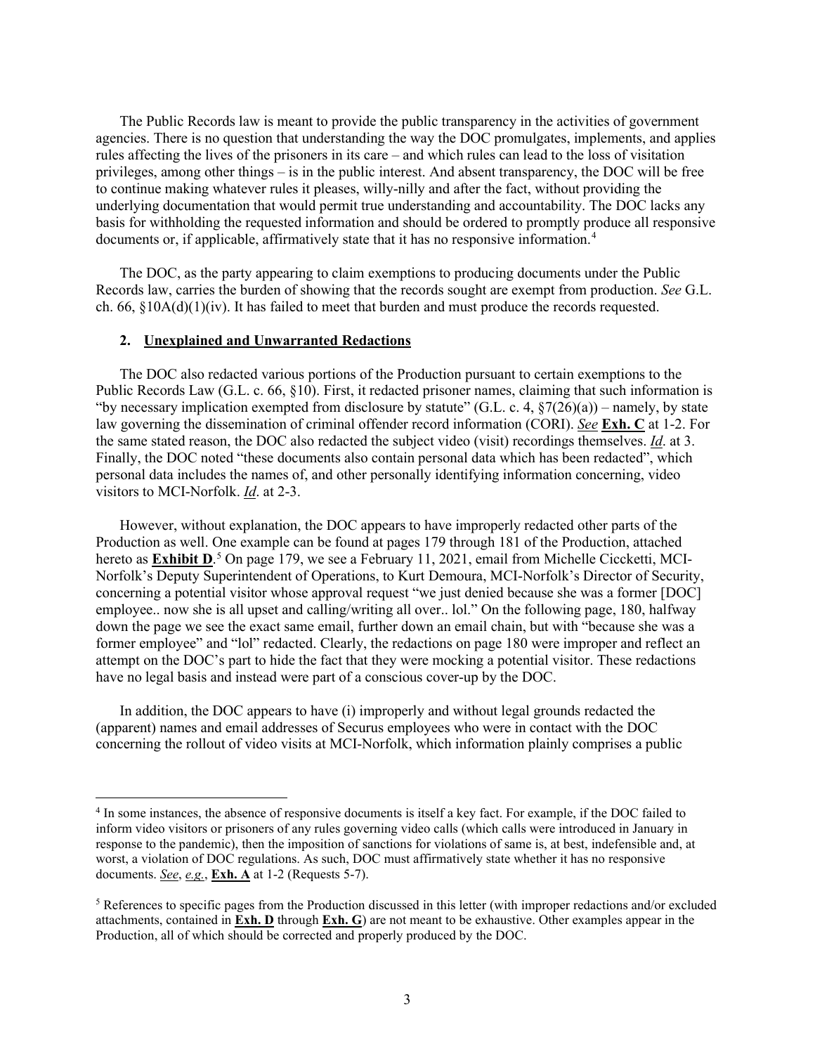The Public Records law is meant to provide the public transparency in the activities of government agencies. There is no question that understanding the way the DOC promulgates, implements, and applies rules affecting the lives of the prisoners in its care – and which rules can lead to the loss of visitation privileges, among other things – is in the public interest. And absent transparency, the DOC will be free to continue making whatever rules it pleases, willy-nilly and after the fact, without providing the underlying documentation that would permit true understanding and accountability. The DOC lacks any basis for withholding the requested information and should be ordered to promptly produce all responsive documents or, if applicable, affirmatively state that it has no responsive information.[4]

The DOC, as the party appearing to claim exemptions to producing documents under the Public Records law, carries the burden of showing that the records sought are exempt from production. *See* G.L. ch. 66, §10A(d)(1)(iv). It has failed to meet that burden and must produce the records requested.

### 2. Unexplained and Unwarranted Redactions

The DOC also redacted various portions of the Production pursuant to certain exemptions to the Public Records Law (G.L. c. 66, §10). First, it redacted prisoner names, claiming that such information is "by necessary implication exempted from disclosure by statute" (G.L. c. 4, §7(26)(a)) – namely, by state law governing the dissemination of criminal offender record information (CORI). *See* **Exh. C** at 1-2. For the same stated reason, the DOC also redacted the subject video (visit) recordings themselves. *Id*. at 3. Finally, the DOC noted "these documents also contain personal data which has been redacted", which personal data includes the names of, and other personally identifying information concerning, video visitors to MCI-Norfolk. *Id*. at 2-3.

However, without explanation, the DOC appears to have improperly redacted other parts of the Production as well. One example can be found at pages 179 through 181 of the Production, attached hereto as **Exhibit D**.[5] On page 179, we see a February 11, 2021, email from Michelle Ciccketti, MCI-Norfolk's Deputy Superintendent of Operations, to Kurt Demoura, MCI-Norfolk's Director of Security, concerning a potential visitor whose approval request "we just denied because she was a former [DOC] employee.. now she is all upset and calling/writing all over.. lol." On the following page, 180, halfway down the page we see the exact same email, further down an email chain, but with "because she was a former employee" and "lol" redacted. Clearly, the redactions on page 180 were improper and reflect an attempt on the DOC's part to hide the fact that they were mocking a potential visitor. These redactions have no legal basis and instead were part of a conscious cover-up by the DOC.

In addition, the DOC appears to have (i) improperly and without legal grounds redacted the (apparent) names and email addresses of Securus employees who were in contact with the DOC concerning the rollout of video visits at MCI-Norfolk, which information plainly comprises a public

---

[4] In some instances, the absence of responsive documents is itself a key fact. For example, if the DOC failed to inform video visitors or prisoners of any rules governing video calls (which calls were introduced in January in response to the pandemic), then the imposition of sanctions for violations of same is, at best, indefensible and, at worst, a violation of DOC regulations. As such, DOC must affirmatively state whether it has no responsive documents. *See*, *e.g.*, **Exh. A** at 1-2 (Requests 5-7).

[5] References to specific pages from the Production discussed in this letter (with improper redactions and/or excluded attachments, contained in **Exh. D** through **Exh. G**) are not meant to be exhaustive. Other examples appear in the Production, all of which should be corrected and properly produced by the DOC.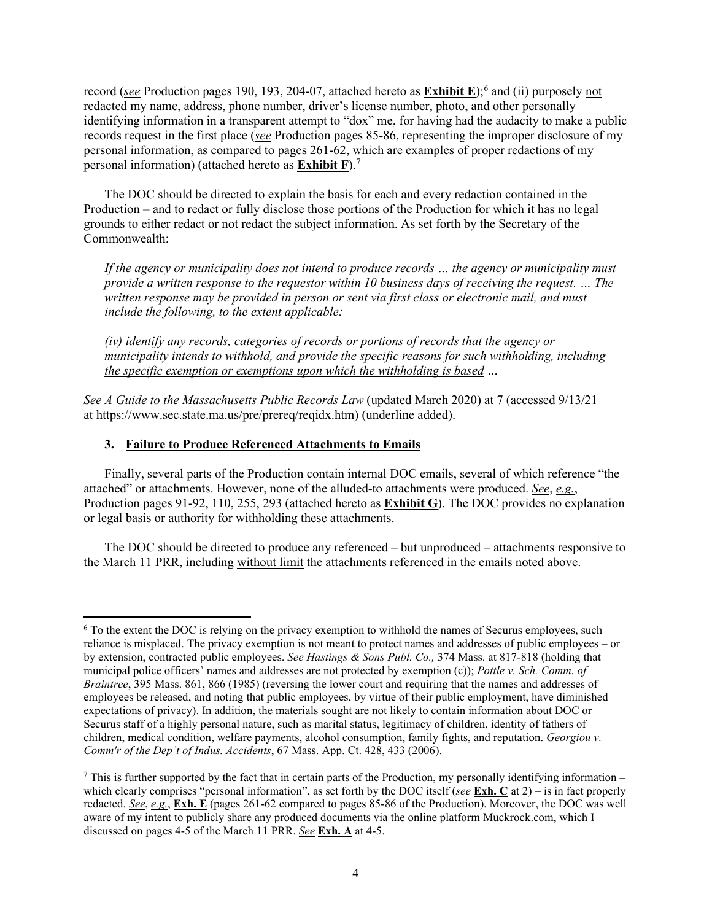record (*see* Production pages 190, 193, 204-07, attached hereto as **Exhibit E**);[6] and (ii) purposely not redacted my name, address, phone number, driver's license number, photo, and other personally identifying information in a transparent attempt to "dox" me, for having had the audacity to make a public records request in the first place (*see* Production pages 85-86, representing the improper disclosure of my personal information, as compared to pages 261-62, which are examples of proper redactions of my personal information) (attached hereto as **Exhibit F**).[7]

The DOC should be directed to explain the basis for each and every redaction contained in the Production – and to redact or fully disclose those portions of the Production for which it has no legal grounds to either redact or not redact the subject information. As set forth by the Secretary of the Commonwealth:

> *If the agency or municipality does not intend to produce records … the agency or municipality must provide a written response to the requestor within 10 business days of receiving the request. … The written response may be provided in person or sent via first class or electronic mail, and must include the following, to the extent applicable:*
>
> *(iv) identify any records, categories of records or portions of records that the agency or municipality intends to withhold, and provide the specific reasons for such withholding, including the specific exemption or exemptions upon which the withholding is based …*

*See A Guide to the Massachusetts Public Records Law* (updated March 2020) at 7 (accessed 9/13/21 at https://www.sec.state.ma.us/pre/prereq/reqidx.htm) (underline added).

### 3. Failure to Produce Referenced Attachments to Emails

Finally, several parts of the Production contain internal DOC emails, several of which reference "the attached" or attachments. However, none of the alluded-to attachments were produced. *See*, *e.g.*, Production pages 91-92, 110, 255, 293 (attached hereto as **Exhibit G**). The DOC provides no explanation or legal basis or authority for withholding these attachments.

The DOC should be directed to produce any referenced – but unproduced – attachments responsive to the March 11 PRR, including without limit the attachments referenced in the emails noted above.

---

[6] To the extent the DOC is relying on the privacy exemption to withhold the names of Securus employees, such reliance is misplaced. The privacy exemption is not meant to protect names and addresses of public employees – or by extension, contracted public employees. *See Hastings & Sons Publ. Co.,* 374 Mass. at 817-818 (holding that municipal police officers' names and addresses are not protected by exemption (c)); *Pottle v. Sch. Comm. of Braintree*, 395 Mass. 861, 866 (1985) (reversing the lower court and requiring that the names and addresses of employees be released, and noting that public employees, by virtue of their public employment, have diminished expectations of privacy). In addition, the materials sought are not likely to contain information about DOC or Securus staff of a highly personal nature, such as marital status, legitimacy of children, identity of fathers of children, medical condition, welfare payments, alcohol consumption, family fights, and reputation. *Georgiou v. Comm'r of the Dep't of Indus. Accidents*, 67 Mass. App. Ct. 428, 433 (2006).

[7] This is further supported by the fact that in certain parts of the Production, my personally identifying information – which clearly comprises "personal information", as set forth by the DOC itself (*see* **Exh. C** at 2) – is in fact properly redacted. *See*, *e.g.*, **Exh. E** (pages 261-62 compared to pages 85-86 of the Production). Moreover, the DOC was well aware of my intent to publicly share any produced documents via the online platform Muckrock.com, which I discussed on pages 4-5 of the March 11 PRR. *See* **Exh. A** at 4-5.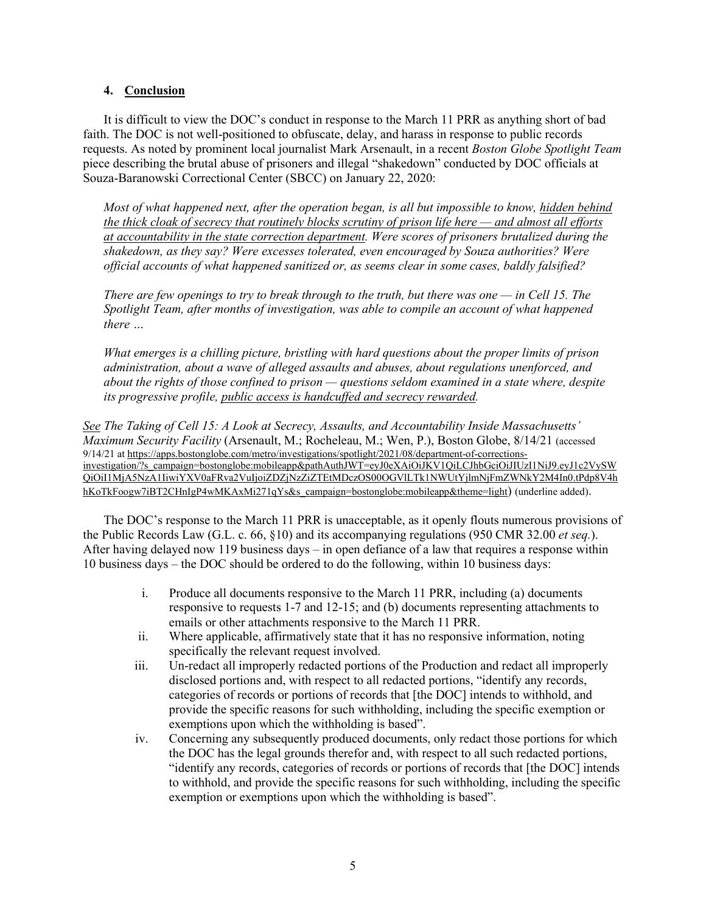### 4. <u>Conclusion</u>

It is difficult to view the DOC's conduct in response to the March 11 PRR as anything short of bad faith. The DOC is not well-positioned to obfuscate, delay, and harass in response to public records requests. As noted by prominent local journalist Mark Arsenault, in a recent *Boston Globe Spotlight Team* piece describing the brutal abuse of prisoners and illegal "shakedown" conducted by DOC officials at Souza-Baranowski Correctional Center (SBCC) on January 22, 2020:

> *Most of what happened next, after the operation began, is all but impossible to know, <u>hidden behind the thick cloak of secrecy that routinely blocks scrutiny of prison life here — and almost all efforts at accountability in the state correction department</u>. Were scores of prisoners brutalized during the shakedown, as they say? Were excesses tolerated, even encouraged by Souza authorities? Were official accounts of what happened sanitized or, as seems clear in some cases, baldly falsified?*
>
> *There are few openings to try to break through to the truth, but there was one — in Cell 15. The Spotlight Team, after months of investigation, was able to compile an account of what happened there …*
>
> *What emerges is a chilling picture, bristling with hard questions about the proper limits of prison administration, about a wave of alleged assaults and abuses, about regulations unenforced, and about the rights of those confined to prison — questions seldom examined in a state where, despite its progressive profile, <u>public access is handcuffed and secrecy rewarded</u>.*

<u>*See*</u> *The Taking of Cell 15: A Look at Secrecy, Assaults, and Accountability Inside Massachusetts' Maximum Security Facility* (Arsenault, M.; Rocheleau, M.; Wen, P.), Boston Globe, 8/14/21 (accessed 9/14/21 at https://apps.bostonglobe.com/metro/investigations/spotlight/2021/08/department-of-corrections-investigation/?s_campaign=bostonglobe:mobileapp&pathAuthJWT=eyJ0eXAiOiJKV1QiLCJhbGciOiJIUzI1NiJ9.eyJ1c2VySWQiOiI1MjA5NzA1IiwiYXV0aFRva2VuIjoiZDZjNzZiZTEtMDczOS00OGVlLTk1NWUtYjlmNjFmZWNkY2M4In0.tPdp8V4hhKoTkFoogw7iBT2CHnIgP4wMKAxMi271qYs&s_campaign=bostonglobe:mobileapp&theme=light) (underline added).

The DOC's response to the March 11 PRR is unacceptable, as it openly flouts numerous provisions of the Public Records Law (G.L. c. 66, §10) and its accompanying regulations (950 CMR 32.00 *et seq.*). After having delayed now 119 business days – in open defiance of a law that requires a response within 10 business days – the DOC should be ordered to do the following, within 10 business days:

i. Produce all documents responsive to the March 11 PRR, including (a) documents responsive to requests 1-7 and 12-15; and (b) documents representing attachments to emails or other attachments responsive to the March 11 PRR.

ii. Where applicable, affirmatively state that it has no responsive information, noting specifically the relevant request involved.

iii. Un-redact all improperly redacted portions of the Production and redact all improperly disclosed portions and, with respect to all redacted portions, "identify any records, categories of records or portions of records that [the DOC] intends to withhold, and provide the specific reasons for such withholding, including the specific exemption or exemptions upon which the withholding is based".

iv. Concerning any subsequently produced documents, only redact those portions for which the DOC has the legal grounds therefor and, with respect to all such redacted portions, "identify any records, categories of records or portions of records that [the DOC] intends to withhold, and provide the specific reasons for such withholding, including the specific exemption or exemptions upon which the withholding is based".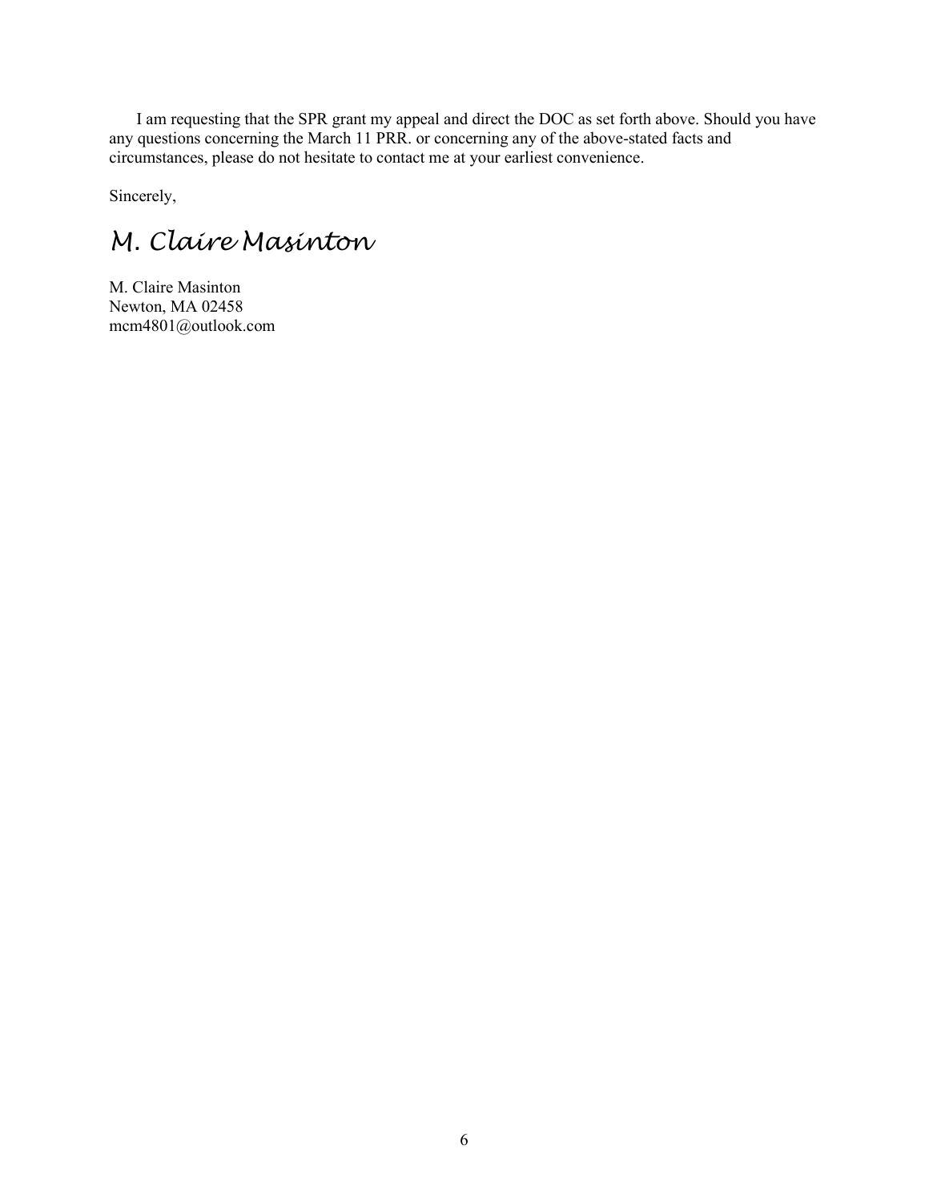I am requesting that the SPR grant my appeal and direct the DOC as set forth above. Should you have any questions concerning the March 11 PRR. or concerning any of the above-stated facts and circumstances, please do not hesitate to contact me at your earliest convenience.

Sincerely,

*M. Claire Masinton*

M. Claire Masinton  
Newton, MA 02458  
mcm4801@outlook.com